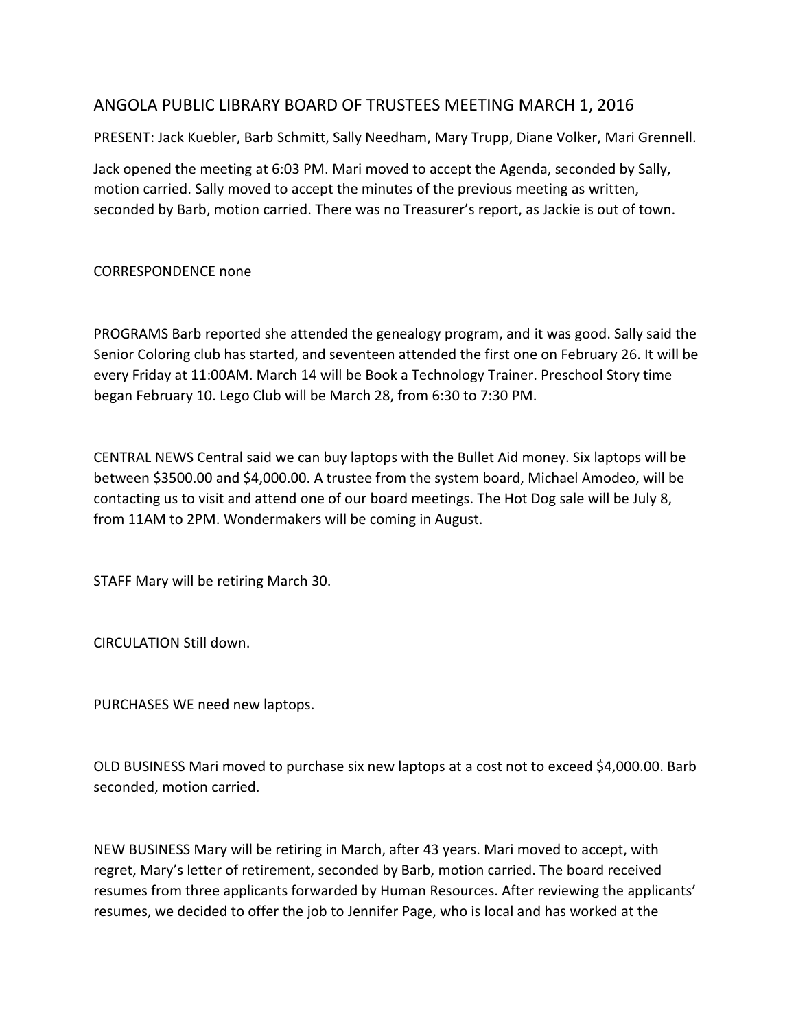# ANGOLA PUBLIC LIBRARY BOARD OF TRUSTEES MEETING MARCH 1, 2016

PRESENT: Jack Kuebler, Barb Schmitt, Sally Needham, Mary Trupp, Diane Volker, Mari Grennell.

Jack opened the meeting at 6:03 PM. Mari moved to accept the Agenda, seconded by Sally, motion carried. Sally moved to accept the minutes of the previous meeting as written, seconded by Barb, motion carried. There was no Treasurer's report, as Jackie is out of town.

CORRESPONDENCE none

PROGRAMS Barb reported she attended the genealogy program, and it was good. Sally said the Senior Coloring club has started, and seventeen attended the first one on February 26. It will be every Friday at 11:00AM. March 14 will be Book a Technology Trainer. Preschool Story time began February 10. Lego Club will be March 28, from 6:30 to 7:30 PM.

CENTRAL NEWS Central said we can buy laptops with the Bullet Aid money. Six laptops will be between $3500.00 and $4,000.00. A trustee from the system board, Michael Amodeo, will be contacting us to visit and attend one of our board meetings. The Hot Dog sale will be July 8, from 11AM to 2PM. Wondermakers will be coming in August.

STAFF Mary will be retiring March 30.

CIRCULATION Still down.

PURCHASES WE need new laptops.

OLD BUSINESS Mari moved to purchase six new laptops at a cost not to exceed $4,000.00. Barb seconded, motion carried.

NEW BUSINESS Mary will be retiring in March, after 43 years. Mari moved to accept, with regret, Mary's letter of retirement, seconded by Barb, motion carried. The board received resumes from three applicants forwarded by Human Resources. After reviewing the applicants' resumes, we decided to offer the job to Jennifer Page, who is local and has worked at the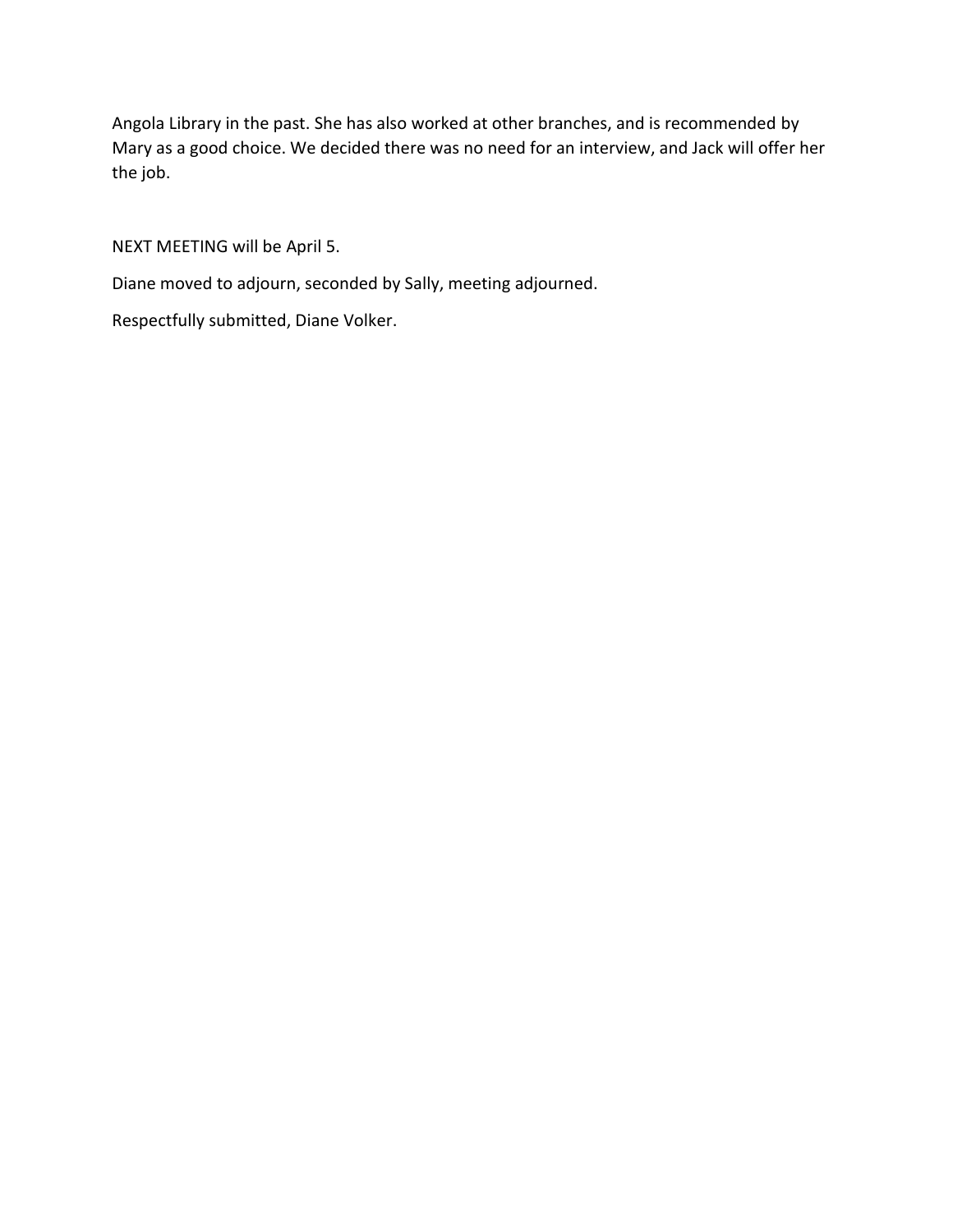Angola Library in the past. She has also worked at other branches, and is recommended by Mary as a good choice. We decided there was no need for an interview, and Jack will offer her the job.

NEXT MEETING will be April 5.

Diane moved to adjourn, seconded by Sally, meeting adjourned.

Respectfully submitted, Diane Volker.